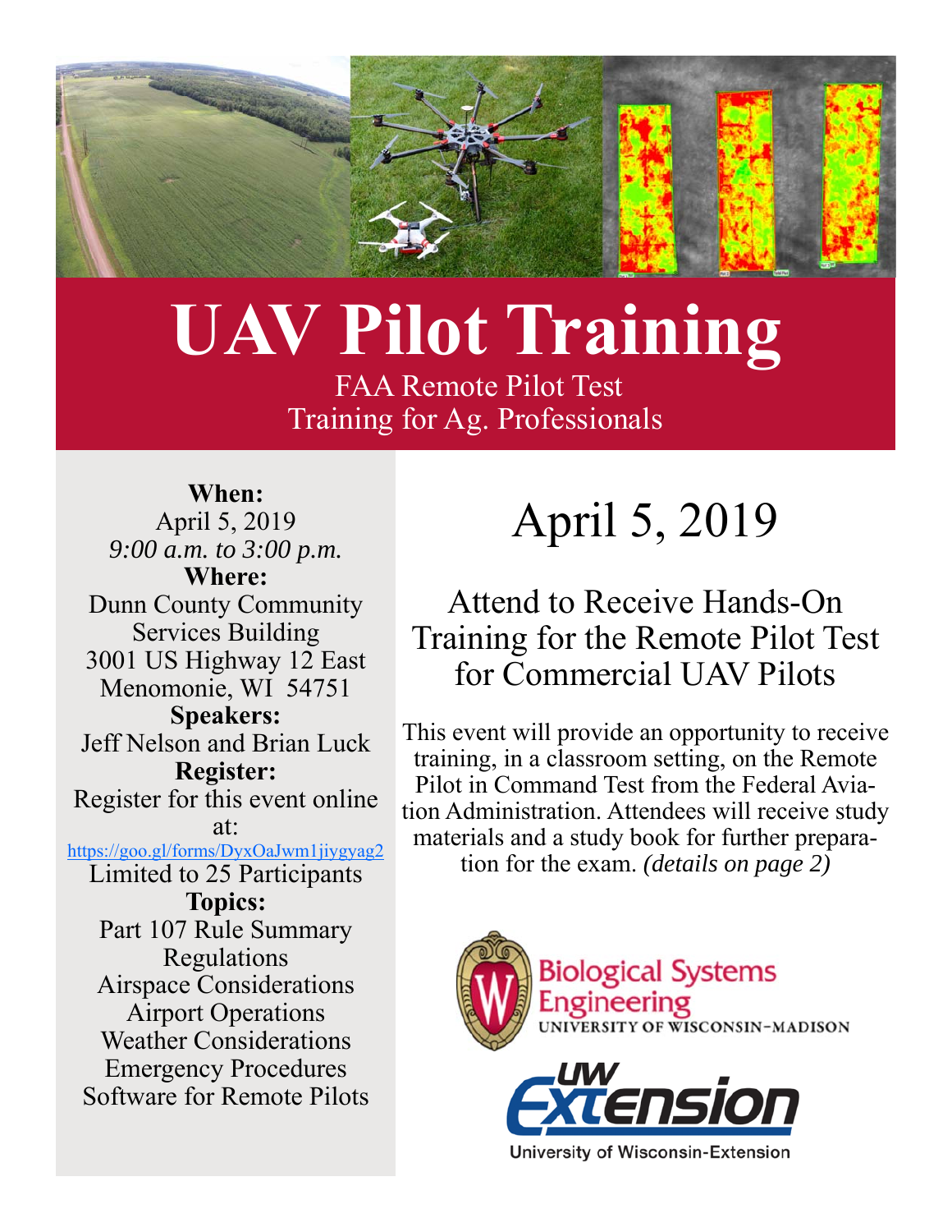# UAV Pilot Training

FAA Remote Pilot Test
Training for Ag. Professionals

**When:**
April 5, 2019
*9:00 a.m. to 3:00 p.m.*

**Where:**
Dunn County Community Services Building
3001 US Highway 12 East
Menomonie, WI 54751

**Speakers:**
Jeff Nelson and Brian Luck

**Register:**
Register for this event online at:
https://goo.gl/forms/DyxOaJwm1jiygyag2
Limited to 25 Participants

**Topics:**
- Part 107 Rule Summary
- Regulations
- Airspace Considerations
- Airport Operations
- Weather Considerations
- Emergency Procedures
- Software for Remote Pilots

## April 5, 2019

### Attend to Receive Hands-On Training for the Remote Pilot Test for Commercial UAV Pilots

This event will provide an opportunity to receive training, in a classroom setting, on the Remote Pilot in Command Test from the Federal Aviation Administration. Attendees will receive study materials and a study book for further preparation for the exam. *(details on page 2)*

Biological Systems Engineering
UNIVERSITY OF WISCONSIN–MADISON

UW Extension
University of Wisconsin-Extension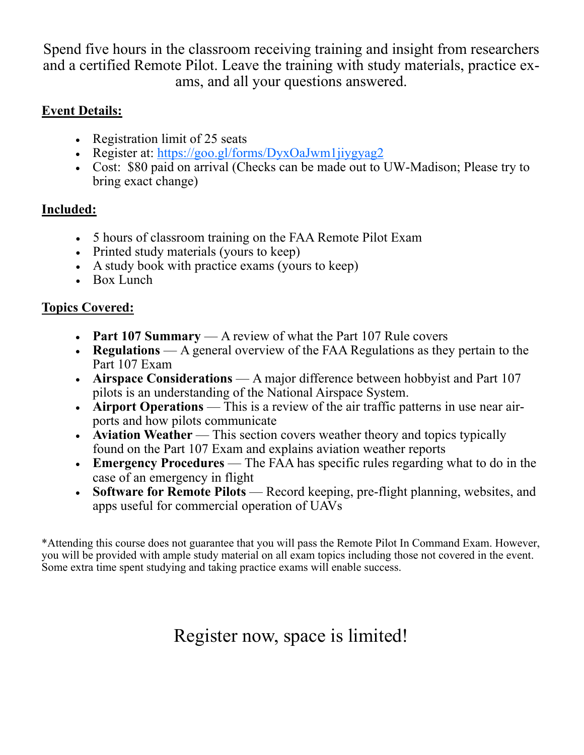Spend five hours in the classroom receiving training and insight from researchers and a certified Remote Pilot. Leave the training with study materials, practice exams, and all your questions answered.

**Event Details:**

- Registration limit of 25 seats
- Register at: https://goo.gl/forms/DyxOaJwm1jiygyag2
- Cost: $80 paid on arrival (Checks can be made out to UW-Madison; Please try to bring exact change)

**Included:**

- 5 hours of classroom training on the FAA Remote Pilot Exam
- Printed study materials (yours to keep)
- A study book with practice exams (yours to keep)
- Box Lunch

**Topics Covered:**

- **Part 107 Summary** — A review of what the Part 107 Rule covers
- **Regulations** — A general overview of the FAA Regulations as they pertain to the Part 107 Exam
- **Airspace Considerations** — A major difference between hobbyist and Part 107 pilots is an understanding of the National Airspace System.
- **Airport Operations** — This is a review of the air traffic patterns in use near airports and how pilots communicate
- **Aviation Weather** — This section covers weather theory and topics typically found on the Part 107 Exam and explains aviation weather reports
- **Emergency Procedures** — The FAA has specific rules regarding what to do in the case of an emergency in flight
- **Software for Remote Pilots** — Record keeping, pre-flight planning, websites, and apps useful for commercial operation of UAVs

*Attending this course does not guarantee that you will pass the Remote Pilot In Command Exam. However, you will be provided with ample study material on all exam topics including those not covered in the event. Some extra time spent studying and taking practice exams will enable success.

Register now, space is limited!